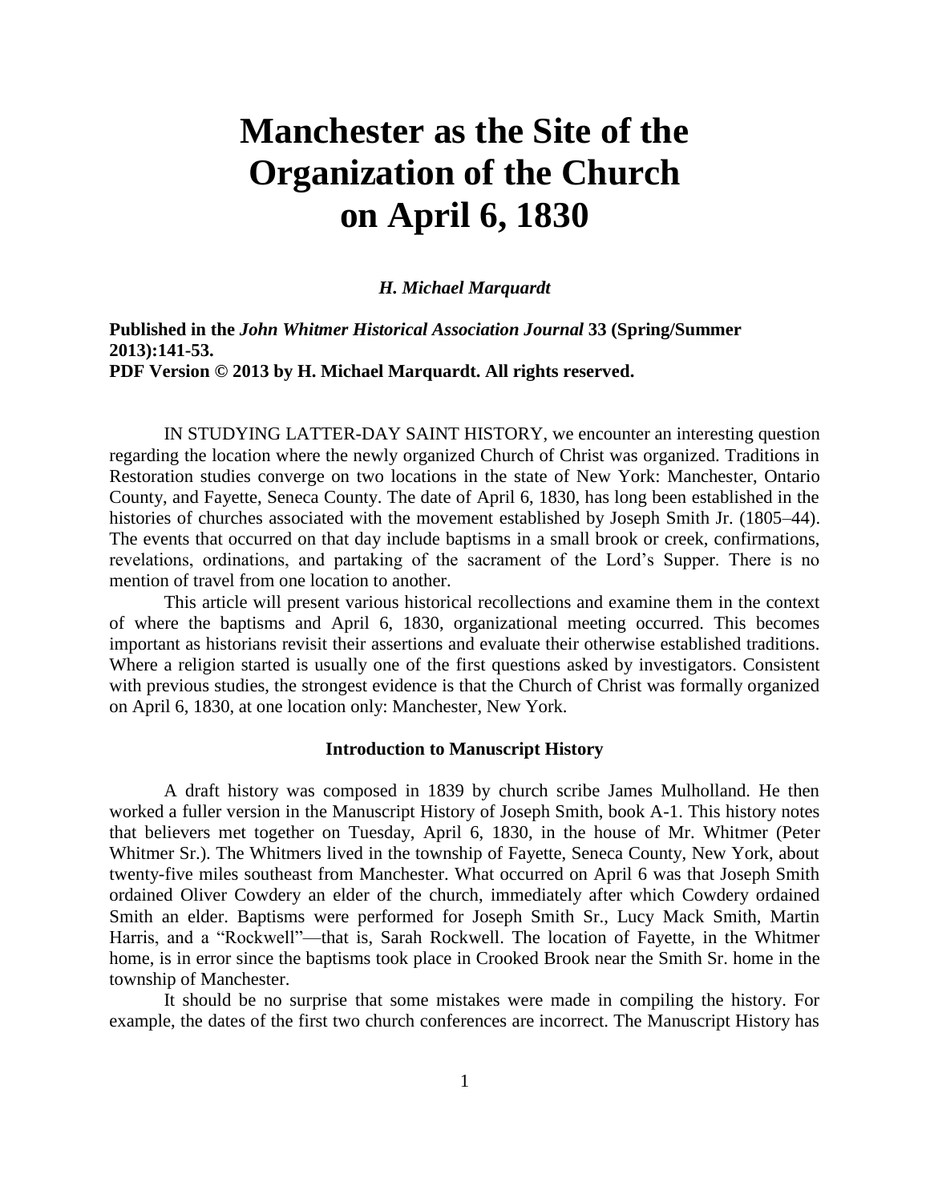# Manchester as the Site of the Organization of the Church on April 6, 1830

***H. Michael Marquardt***

**Published in the *John Whitmer Historical Association Journal* 33 (Spring/Summer 2013):141-53.**
**PDF Version © 2013 by H. Michael Marquardt. All rights reserved.**

IN STUDYING LATTER-DAY SAINT HISTORY, we encounter an interesting question regarding the location where the newly organized Church of Christ was organized. Traditions in Restoration studies converge on two locations in the state of New York: Manchester, Ontario County, and Fayette, Seneca County. The date of April 6, 1830, has long been established in the histories of churches associated with the movement established by Joseph Smith Jr. (1805–44). The events that occurred on that day include baptisms in a small brook or creek, confirmations, revelations, ordinations, and partaking of the sacrament of the Lord's Supper. There is no mention of travel from one location to another.

This article will present various historical recollections and examine them in the context of where the baptisms and April 6, 1830, organizational meeting occurred. This becomes important as historians revisit their assertions and evaluate their otherwise established traditions. Where a religion started is usually one of the first questions asked by investigators. Consistent with previous studies, the strongest evidence is that the Church of Christ was formally organized on April 6, 1830, at one location only: Manchester, New York.

### Introduction to Manuscript History

A draft history was composed in 1839 by church scribe James Mulholland. He then worked a fuller version in the Manuscript History of Joseph Smith, book A-1. This history notes that believers met together on Tuesday, April 6, 1830, in the house of Mr. Whitmer (Peter Whitmer Sr.). The Whitmers lived in the township of Fayette, Seneca County, New York, about twenty-five miles southeast from Manchester. What occurred on April 6 was that Joseph Smith ordained Oliver Cowdery an elder of the church, immediately after which Cowdery ordained Smith an elder. Baptisms were performed for Joseph Smith Sr., Lucy Mack Smith, Martin Harris, and a "Rockwell"—that is, Sarah Rockwell. The location of Fayette, in the Whitmer home, is in error since the baptisms took place in Crooked Brook near the Smith Sr. home in the township of Manchester.

It should be no surprise that some mistakes were made in compiling the history. For example, the dates of the first two church conferences are incorrect. The Manuscript History has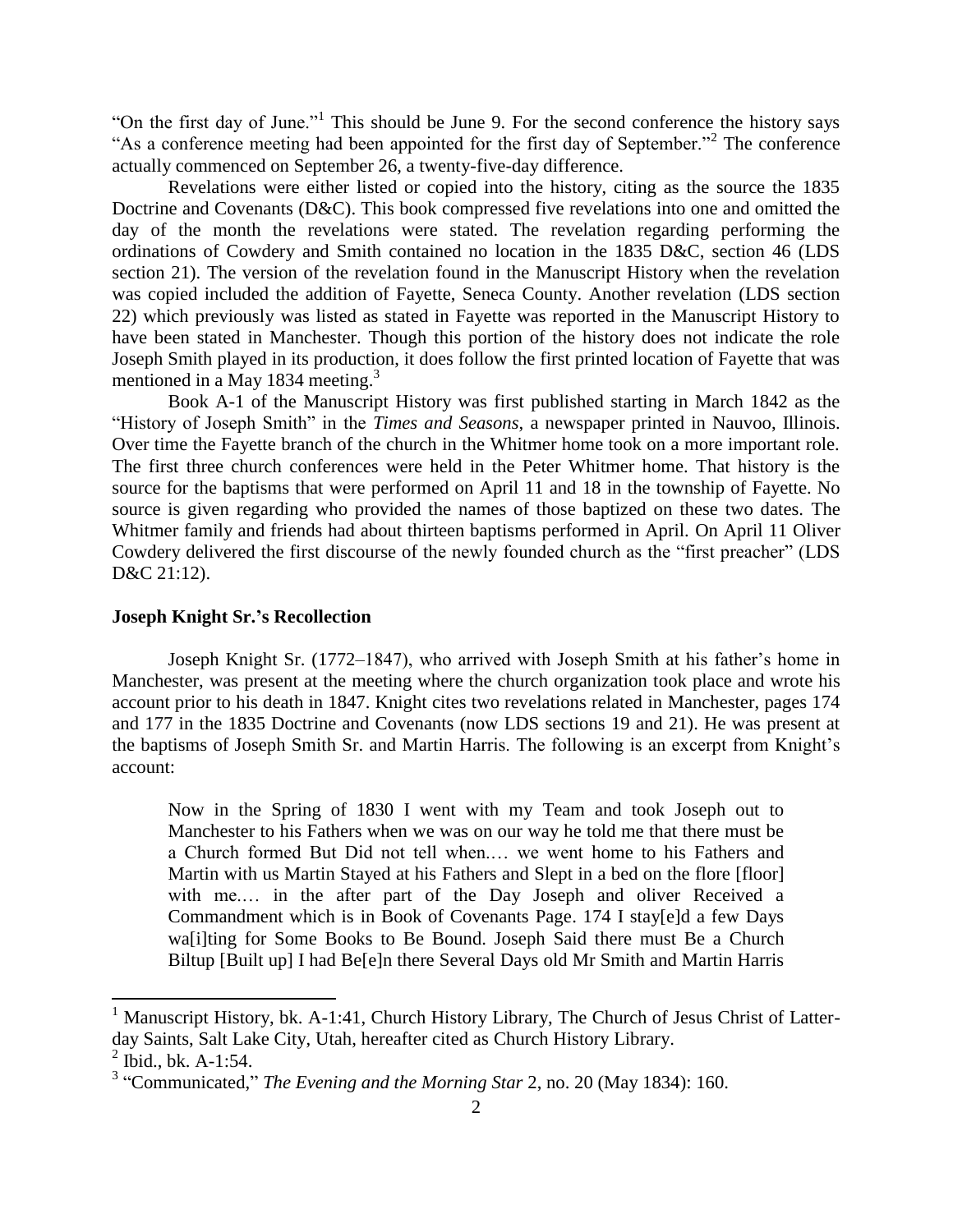"On the first day of June."[1] This should be June 9. For the second conference the history says "As a conference meeting had been appointed for the first day of September."[2] The conference actually commenced on September 26, a twenty-five-day difference.

Revelations were either listed or copied into the history, citing as the source the 1835 Doctrine and Covenants (D&C). This book compressed five revelations into one and omitted the day of the month the revelations were stated. The revelation regarding performing the ordinations of Cowdery and Smith contained no location in the 1835 D&C, section 46 (LDS section 21). The version of the revelation found in the Manuscript History when the revelation was copied included the addition of Fayette, Seneca County. Another revelation (LDS section 22) which previously was listed as stated in Fayette was reported in the Manuscript History to have been stated in Manchester. Though this portion of the history does not indicate the role Joseph Smith played in its production, it does follow the first printed location of Fayette that was mentioned in a May 1834 meeting.[3]

Book A-1 of the Manuscript History was first published starting in March 1842 as the "History of Joseph Smith" in the *Times and Seasons*, a newspaper printed in Nauvoo, Illinois. Over time the Fayette branch of the church in the Whitmer home took on a more important role. The first three church conferences were held in the Peter Whitmer home. That history is the source for the baptisms that were performed on April 11 and 18 in the township of Fayette. No source is given regarding who provided the names of those baptized on these two dates. The Whitmer family and friends had about thirteen baptisms performed in April. On April 11 Oliver Cowdery delivered the first discourse of the newly founded church as the "first preacher" (LDS D&C 21:12).

### Joseph Knight Sr.'s Recollection

Joseph Knight Sr. (1772–1847), who arrived with Joseph Smith at his father's home in Manchester, was present at the meeting where the church organization took place and wrote his account prior to his death in 1847. Knight cites two revelations related in Manchester, pages 174 and 177 in the 1835 Doctrine and Covenants (now LDS sections 19 and 21). He was present at the baptisms of Joseph Smith Sr. and Martin Harris. The following is an excerpt from Knight's account:

> Now in the Spring of 1830 I went with my Team and took Joseph out to Manchester to his Fathers when we was on our way he told me that there must be a Church formed But Did not tell when.… we went home to his Fathers and Martin with us Martin Stayed at his Fathers and Slept in a bed on the flore [floor] with me.… in the after part of the Day Joseph and oliver Received a Commandment which is in Book of Covenants Page. 174 I stay[e]d a few Days wa[i]ting for Some Books to Be Bound. Joseph Said there must Be a Church Biltup [Built up] I had Be[e]n there Several Days old Mr Smith and Martin Harris

---

[1] Manuscript History, bk. A-1:41, Church History Library, The Church of Jesus Christ of Latter-day Saints, Salt Lake City, Utah, hereafter cited as Church History Library.

[2] Ibid., bk. A-1:54.

[3] "Communicated," *The Evening and the Morning Star* 2, no. 20 (May 1834): 160.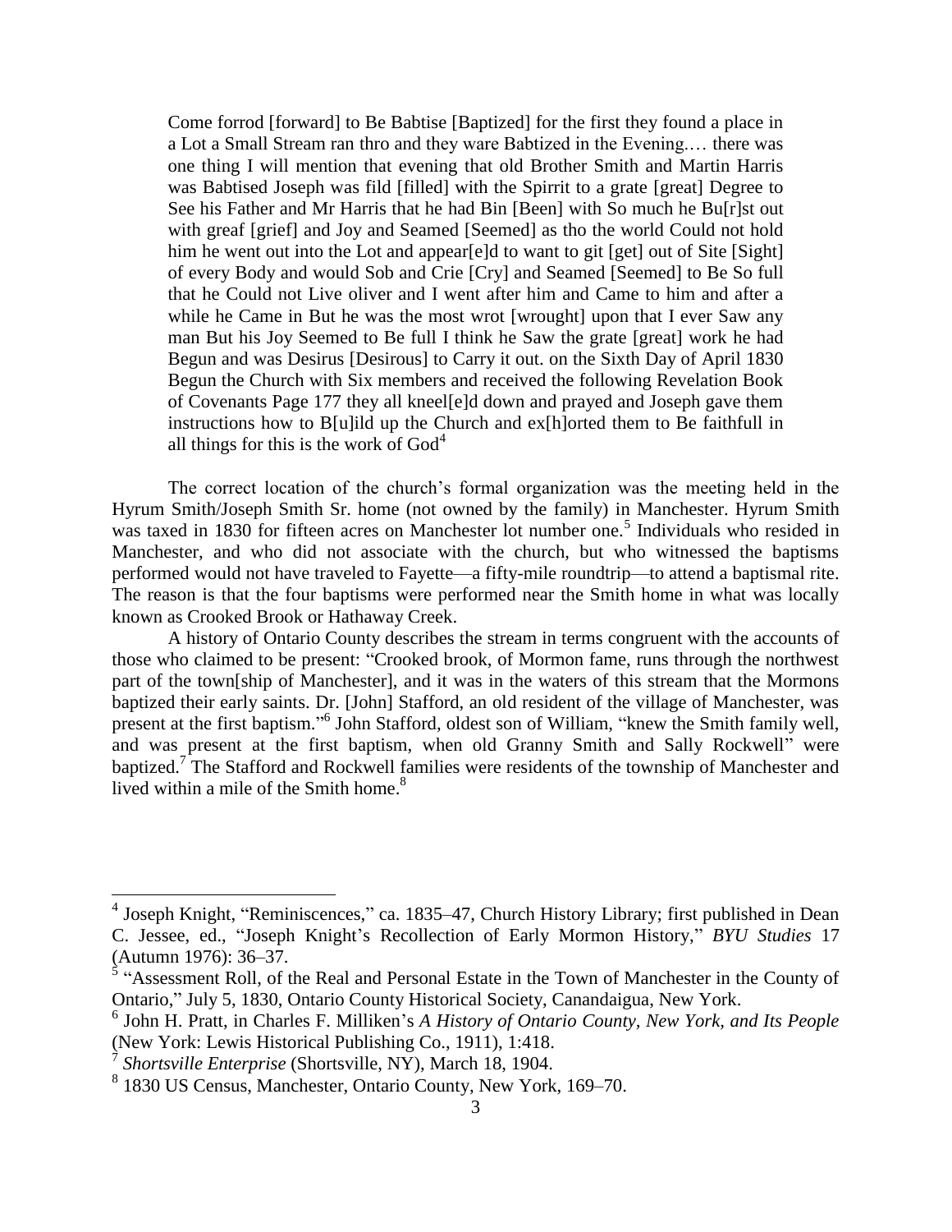> Come forrod [forward] to Be Babtise [Baptized] for the first they found a place in a Lot a Small Stream ran thro and they ware Babtized in the Evening.… there was one thing I will mention that evening that old Brother Smith and Martin Harris was Babtised Joseph was fild [filled] with the Spirrit to a grate [great] Degree to See his Father and Mr Harris that he had Bin [Been] with So much he Bu[r]st out with greaf [grief] and Joy and Seamed [Seemed] as tho the world Could not hold him he went out into the Lot and appear[e]d to want to git [get] out of Site [Sight] of every Body and would Sob and Crie [Cry] and Seamed [Seemed] to Be So full that he Could not Live oliver and I went after him and Came to him and after a while he Came in But he was the most wrot [wrought] upon that I ever Saw any man But his Joy Seemed to Be full I think he Saw the grate [great] work he had Begun and was Desirus [Desirous] to Carry it out. on the Sixth Day of April 1830 Begun the Church with Six members and received the following Revelation Book of Covenants Page 177 they all kneel[e]d down and prayed and Joseph gave them instructions how to B[u]ild up the Church and ex[h]orted them to Be faithfull in all things for this is the work of God[4]

The correct location of the church's formal organization was the meeting held in the Hyrum Smith/Joseph Smith Sr. home (not owned by the family) in Manchester. Hyrum Smith was taxed in 1830 for fifteen acres on Manchester lot number one.[5] Individuals who resided in Manchester, and who did not associate with the church, but who witnessed the baptisms performed would not have traveled to Fayette—a fifty-mile roundtrip—to attend a baptismal rite. The reason is that the four baptisms were performed near the Smith home in what was locally known as Crooked Brook or Hathaway Creek.

A history of Ontario County describes the stream in terms congruent with the accounts of those who claimed to be present: "Crooked brook, of Mormon fame, runs through the northwest part of the town[ship of Manchester], and it was in the waters of this stream that the Mormons baptized their early saints. Dr. [John] Stafford, an old resident of the village of Manchester, was present at the first baptism."[6] John Stafford, oldest son of William, "knew the Smith family well, and was present at the first baptism, when old Granny Smith and Sally Rockwell" were baptized.[7] The Stafford and Rockwell families were residents of the township of Manchester and lived within a mile of the Smith home.[8]

---

[4] Joseph Knight, "Reminiscences," ca. 1835–47, Church History Library; first published in Dean C. Jessee, ed., "Joseph Knight's Recollection of Early Mormon History," *BYU Studies* 17 (Autumn 1976): 36–37.

[5] "Assessment Roll, of the Real and Personal Estate in the Town of Manchester in the County of Ontario," July 5, 1830, Ontario County Historical Society, Canandaigua, New York.

[6] John H. Pratt, in Charles F. Milliken's *A History of Ontario County, New York, and Its People* (New York: Lewis Historical Publishing Co., 1911), 1:418.

[7] *Shortsville Enterprise* (Shortsville, NY), March 18, 1904.

[8] 1830 US Census, Manchester, Ontario County, New York, 169–70.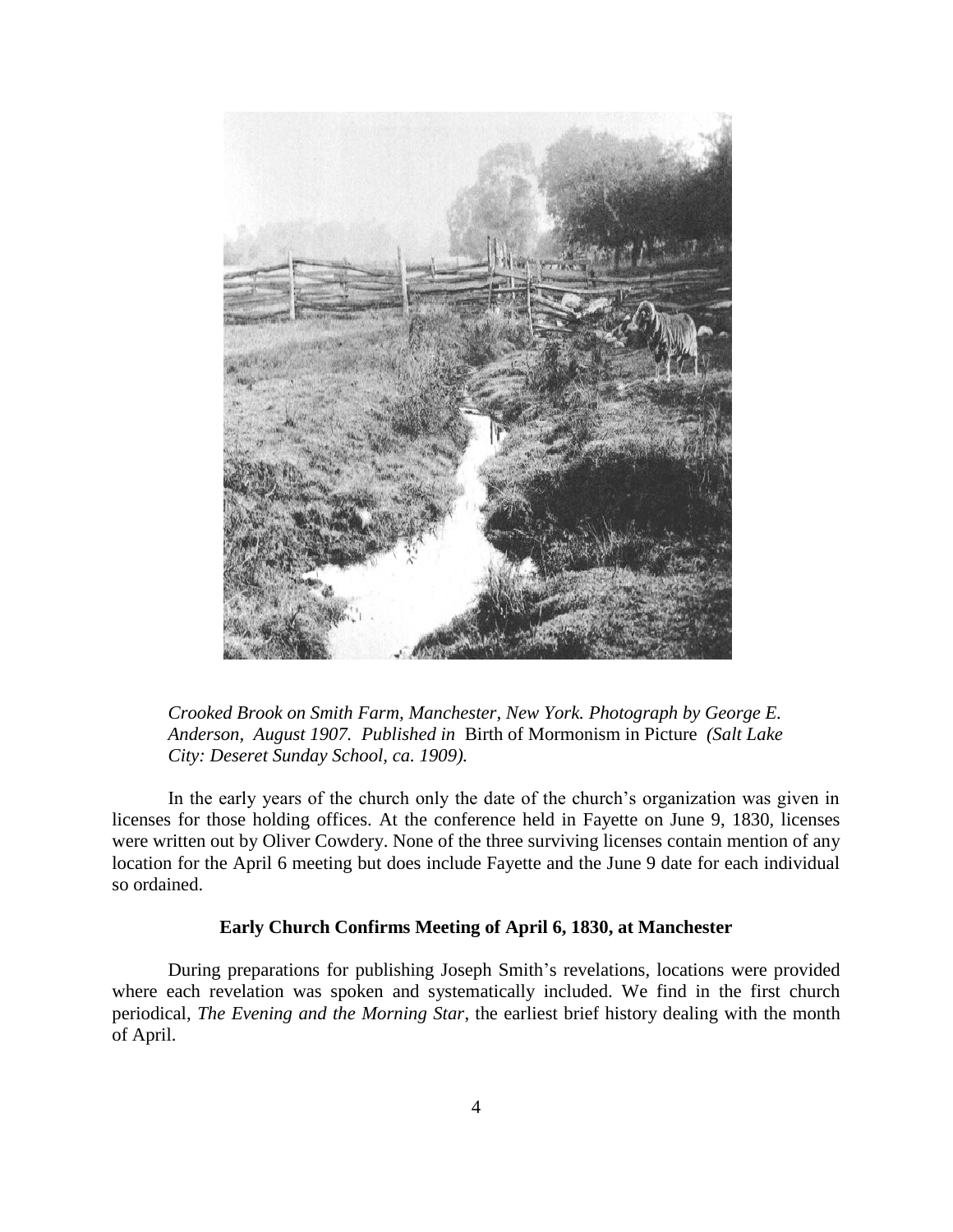*Crooked Brook on Smith Farm, Manchester, New York. Photograph by George E. Anderson, August 1907. Published in* Birth of Mormonism in Picture *(Salt Lake City: Deseret Sunday School, ca. 1909).*

In the early years of the church only the date of the church's organization was given in licenses for those holding offices. At the conference held in Fayette on June 9, 1830, licenses were written out by Oliver Cowdery. None of the three surviving licenses contain mention of any location for the April 6 meeting but does include Fayette and the June 9 date for each individual so ordained.

**Early Church Confirms Meeting of April 6, 1830, at Manchester**

During preparations for publishing Joseph Smith's revelations, locations were provided where each revelation was spoken and systematically included. We find in the first church periodical, *The Evening and the Morning Star*, the earliest brief history dealing with the month of April.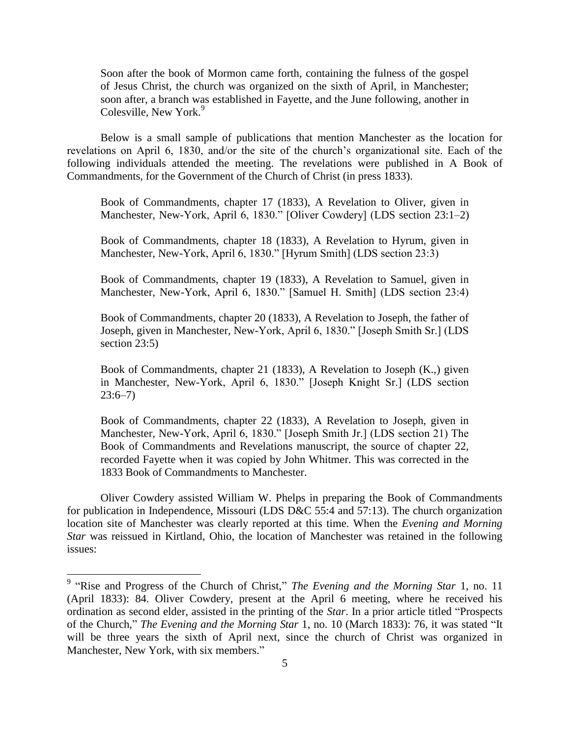> Soon after the book of Mormon came forth, containing the fulness of the gospel of Jesus Christ, the church was organized on the sixth of April, in Manchester; soon after, a branch was established in Fayette, and the June following, another in Colesville, New York.[9]

Below is a small sample of publications that mention Manchester as the location for revelations on April 6, 1830, and/or the site of the church's organizational site. Each of the following individuals attended the meeting. The revelations were published in A Book of Commandments, for the Government of the Church of Christ (in press 1833).

> Book of Commandments, chapter 17 (1833), A Revelation to Oliver, given in Manchester, New-York, April 6, 1830." [Oliver Cowdery] (LDS section 23:1–2)
>
> Book of Commandments, chapter 18 (1833), A Revelation to Hyrum, given in Manchester, New-York, April 6, 1830." [Hyrum Smith] (LDS section 23:3)
>
> Book of Commandments, chapter 19 (1833), A Revelation to Samuel, given in Manchester, New-York, April 6, 1830." [Samuel H. Smith] (LDS section 23:4)
>
> Book of Commandments, chapter 20 (1833), A Revelation to Joseph, the father of Joseph, given in Manchester, New-York, April 6, 1830." [Joseph Smith Sr.] (LDS section 23:5)
>
> Book of Commandments, chapter 21 (1833), A Revelation to Joseph (K.,) given in Manchester, New-York, April 6, 1830." [Joseph Knight Sr.] (LDS section 23:6–7)
>
> Book of Commandments, chapter 22 (1833), A Revelation to Joseph, given in Manchester, New-York, April 6, 1830." [Joseph Smith Jr.] (LDS section 21) The Book of Commandments and Revelations manuscript, the source of chapter 22, recorded Fayette when it was copied by John Whitmer. This was corrected in the 1833 Book of Commandments to Manchester.

Oliver Cowdery assisted William W. Phelps in preparing the Book of Commandments for publication in Independence, Missouri (LDS D&C 55:4 and 57:13). The church organization location site of Manchester was clearly reported at this time. When the *Evening and Morning Star* was reissued in Kirtland, Ohio, the location of Manchester was retained in the following issues:

---

[9] "Rise and Progress of the Church of Christ," *The Evening and the Morning Star* 1, no. 11 (April 1833): 84. Oliver Cowdery, present at the April 6 meeting, where he received his ordination as second elder, assisted in the printing of the *Star*. In a prior article titled "Prospects of the Church," *The Evening and the Morning Star* 1, no. 10 (March 1833): 76, it was stated "It will be three years the sixth of April next, since the church of Christ was organized in Manchester, New York, with six members."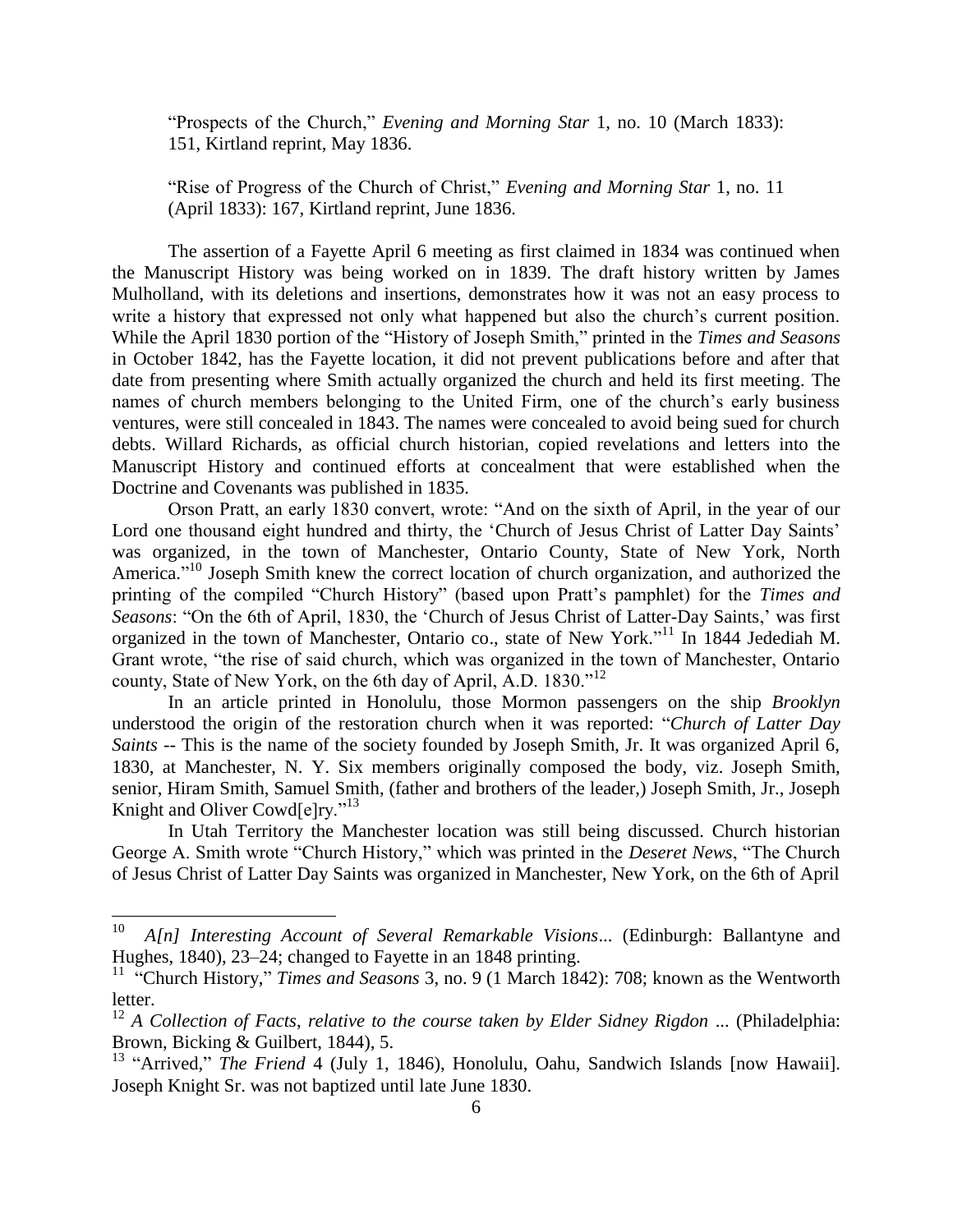"Prospects of the Church," *Evening and Morning Star* 1, no. 10 (March 1833): 151, Kirtland reprint, May 1836.

"Rise of Progress of the Church of Christ," *Evening and Morning Star* 1, no. 11 (April 1833): 167, Kirtland reprint, June 1836.

The assertion of a Fayette April 6 meeting as first claimed in 1834 was continued when the Manuscript History was being worked on in 1839. The draft history written by James Mulholland, with its deletions and insertions, demonstrates how it was not an easy process to write a history that expressed not only what happened but also the church's current position. While the April 1830 portion of the "History of Joseph Smith," printed in the *Times and Seasons* in October 1842, has the Fayette location, it did not prevent publications before and after that date from presenting where Smith actually organized the church and held its first meeting. The names of church members belonging to the United Firm, one of the church's early business ventures, were still concealed in 1843. The names were concealed to avoid being sued for church debts. Willard Richards, as official church historian, copied revelations and letters into the Manuscript History and continued efforts at concealment that were established when the Doctrine and Covenants was published in 1835.

Orson Pratt, an early 1830 convert, wrote: "And on the sixth of April, in the year of our Lord one thousand eight hundred and thirty, the 'Church of Jesus Christ of Latter Day Saints' was organized, in the town of Manchester, Ontario County, State of New York, North America."[10] Joseph Smith knew the correct location of church organization, and authorized the printing of the compiled "Church History" (based upon Pratt's pamphlet) for the *Times and Seasons*: "On the 6th of April, 1830, the 'Church of Jesus Christ of Latter-Day Saints,' was first organized in the town of Manchester, Ontario co., state of New York."[11] In 1844 Jedediah M. Grant wrote, "the rise of said church, which was organized in the town of Manchester, Ontario county, State of New York, on the 6th day of April, A.D. 1830."[12]

In an article printed in Honolulu, those Mormon passengers on the ship *Brooklyn* understood the origin of the restoration church when it was reported: "*Church of Latter Day Saints* -- This is the name of the society founded by Joseph Smith, Jr. It was organized April 6, 1830, at Manchester, N. Y. Six members originally composed the body, viz. Joseph Smith, senior, Hiram Smith, Samuel Smith, (father and brothers of the leader,) Joseph Smith, Jr., Joseph Knight and Oliver Cowd[e]ry."[13]

In Utah Territory the Manchester location was still being discussed. Church historian George A. Smith wrote "Church History," which was printed in the *Deseret News*, "The Church of Jesus Christ of Latter Day Saints was organized in Manchester, New York, on the 6th of April

---

[10] *A[n] Interesting Account of Several Remarkable Visions...* (Edinburgh: Ballantyne and Hughes, 1840), 23–24; changed to Fayette in an 1848 printing.

[11] "Church History," *Times and Seasons* 3, no. 9 (1 March 1842): 708; known as the Wentworth letter.

[12] *A Collection of Facts, relative to the course taken by Elder Sidney Rigdon ...* (Philadelphia: Brown, Bicking & Guilbert, 1844), 5.

[13] "Arrived," *The Friend* 4 (July 1, 1846), Honolulu, Oahu, Sandwich Islands [now Hawaii]. Joseph Knight Sr. was not baptized until late June 1830.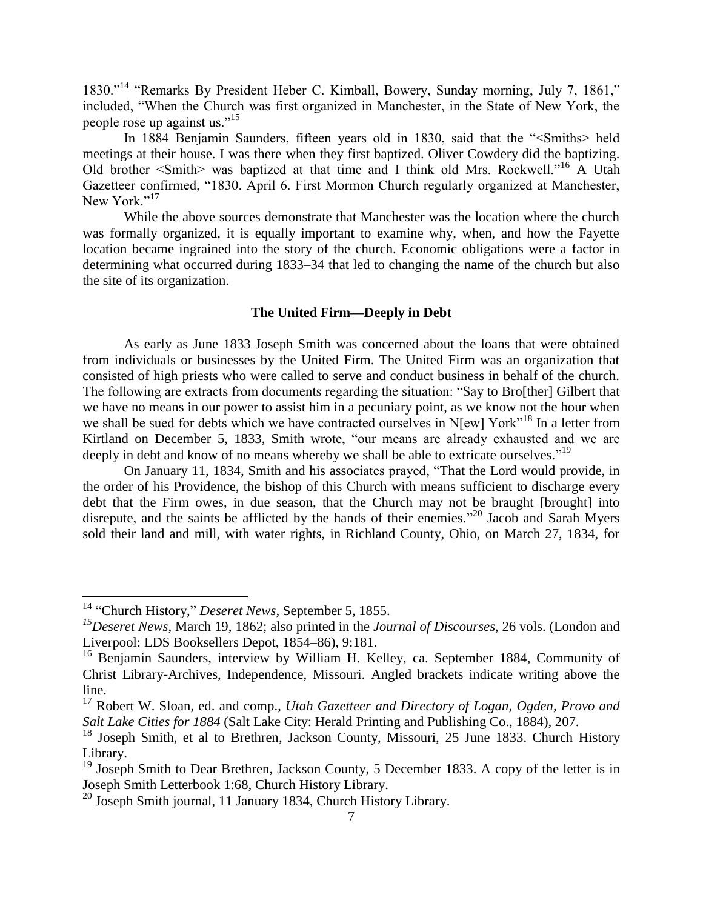1830."[14] "Remarks By President Heber C. Kimball, Bowery, Sunday morning, July 7, 1861," included, "When the Church was first organized in Manchester, in the State of New York, the people rose up against us."[15]

In 1884 Benjamin Saunders, fifteen years old in 1830, said that the "<Smiths> held meetings at their house. I was there when they first baptized. Oliver Cowdery did the baptizing. Old brother <Smith> was baptized at that time and I think old Mrs. Rockwell."[16] A Utah Gazetteer confirmed, "1830. April 6. First Mormon Church regularly organized at Manchester, New York."[17]

While the above sources demonstrate that Manchester was the location where the church was formally organized, it is equally important to examine why, when, and how the Fayette location became ingrained into the story of the church. Economic obligations were a factor in determining what occurred during 1833–34 that led to changing the name of the church but also the site of its organization.

### The United Firm—Deeply in Debt

As early as June 1833 Joseph Smith was concerned about the loans that were obtained from individuals or businesses by the United Firm. The United Firm was an organization that consisted of high priests who were called to serve and conduct business in behalf of the church. The following are extracts from documents regarding the situation: "Say to Bro[ther] Gilbert that we have no means in our power to assist him in a pecuniary point, as we know not the hour when we shall be sued for debts which we have contracted ourselves in N[ew] York"[18] In a letter from Kirtland on December 5, 1833, Smith wrote, "our means are already exhausted and we are deeply in debt and know of no means whereby we shall be able to extricate ourselves."[19]

On January 11, 1834, Smith and his associates prayed, "That the Lord would provide, in the order of his Providence, the bishop of this Church with means sufficient to discharge every debt that the Firm owes, in due season, that the Church may not be braught [brought] into disrepute, and the saints be afflicted by the hands of their enemies."[20] Jacob and Sarah Myers sold their land and mill, with water rights, in Richland County, Ohio, on March 27, 1834, for

---

[14] "Church History," *Deseret News*, September 5, 1855.

[15] *Deseret News*, March 19, 1862; also printed in the *Journal of Discourses*, 26 vols. (London and Liverpool: LDS Booksellers Depot, 1854–86), 9:181.

[16] Benjamin Saunders, interview by William H. Kelley, ca. September 1884, Community of Christ Library-Archives, Independence, Missouri. Angled brackets indicate writing above the line.

[17] Robert W. Sloan, ed. and comp., *Utah Gazetteer and Directory of Logan, Ogden, Provo and Salt Lake Cities for 1884* (Salt Lake City: Herald Printing and Publishing Co., 1884), 207.

[18] Joseph Smith, et al to Brethren, Jackson County, Missouri, 25 June 1833. Church History Library.

[19] Joseph Smith to Dear Brethren, Jackson County, 5 December 1833. A copy of the letter is in Joseph Smith Letterbook 1:68, Church History Library.

[20] Joseph Smith journal, 11 January 1834, Church History Library.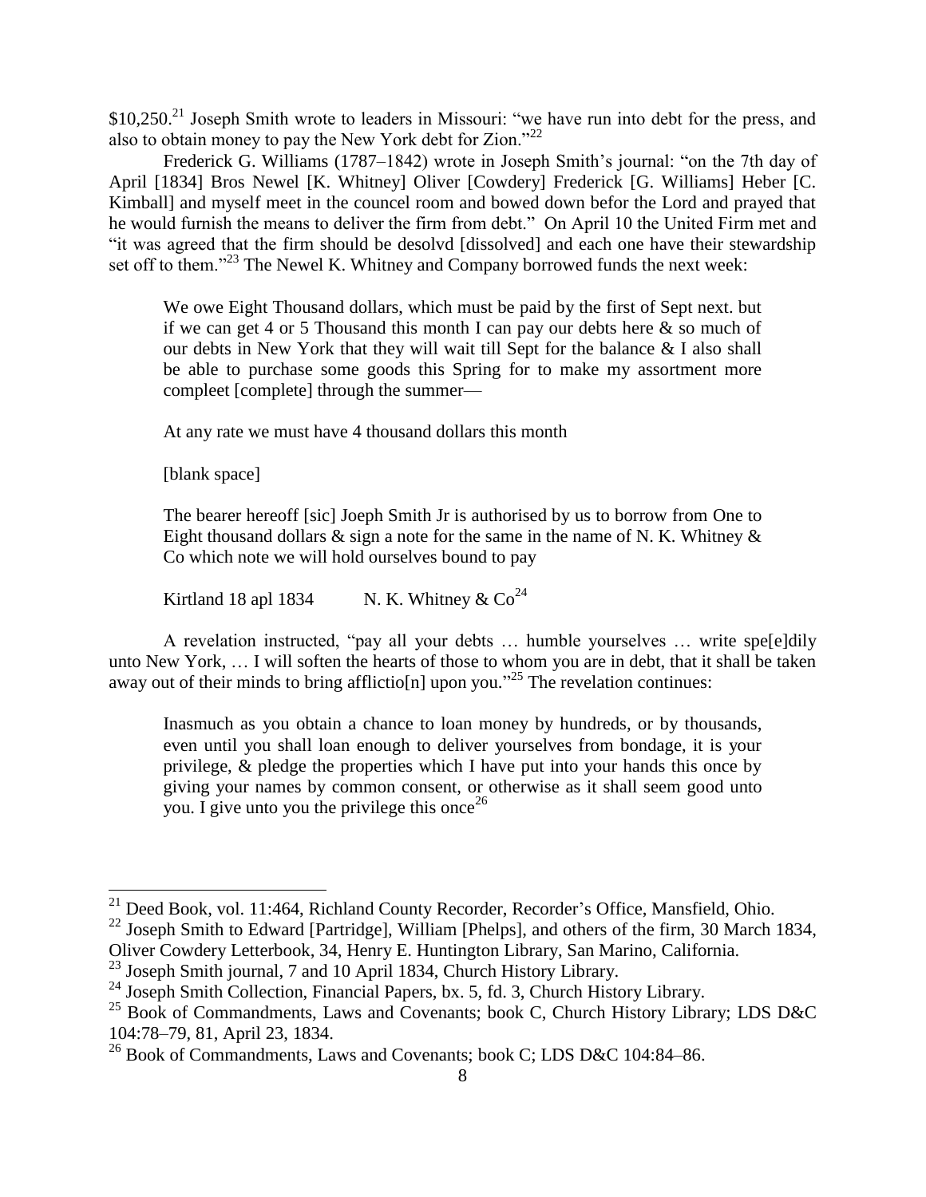$10,250.[21] Joseph Smith wrote to leaders in Missouri: "we have run into debt for the press, and also to obtain money to pay the New York debt for Zion."[22]

Frederick G. Williams (1787–1842) wrote in Joseph Smith's journal: "on the 7th day of April [1834] Bros Newel [K. Whitney] Oliver [Cowdery] Frederick [G. Williams] Heber [C. Kimball] and myself meet in the councel room and bowed down befor the Lord and prayed that he would furnish the means to deliver the firm from debt." On April 10 the United Firm met and "it was agreed that the firm should be desolvd [dissolved] and each one have their stewardship set off to them."[23] The Newel K. Whitney and Company borrowed funds the next week:

> We owe Eight Thousand dollars, which must be paid by the first of Sept next. but if we can get 4 or 5 Thousand this month I can pay our debts here & so much of our debts in New York that they will wait till Sept for the balance & I also shall be able to purchase some goods this Spring for to make my assortment more compleet [complete] through the summer—
>
> At any rate we must have 4 thousand dollars this month
>
> [blank space]
>
> The bearer hereoff [sic] Joseph Smith Jr is authorised by us to borrow from One to Eight thousand dollars & sign a note for the same in the name of N. K. Whitney & Co which note we will hold ourselves bound to pay
>
> Kirtland 18 apl 1834 N. K. Whitney & Co[24]

A revelation instructed, "pay all your debts … humble yourselves … write spe[e]dily unto New York, … I will soften the hearts of those to whom you are in debt, that it shall be taken away out of their minds to bring afflictio[n] upon you."[25] The revelation continues:

> Inasmuch as you obtain a chance to loan money by hundreds, or by thousands, even until you shall loan enough to deliver yourselves from bondage, it is your privilege, & pledge the properties which I have put into your hands this once by giving your names by common consent, or otherwise as it shall seem good unto you. I give unto you the privilege this once[26]

---

[21] Deed Book, vol. 11:464, Richland County Recorder, Recorder's Office, Mansfield, Ohio.

[22] Joseph Smith to Edward [Partridge], William [Phelps], and others of the firm, 30 March 1834, Oliver Cowdery Letterbook, 34, Henry E. Huntington Library, San Marino, California.

[23] Joseph Smith journal, 7 and 10 April 1834, Church History Library.

[24] Joseph Smith Collection, Financial Papers, bx. 5, fd. 3, Church History Library.

[25] Book of Commandments, Laws and Covenants; book C, Church History Library; LDS D&C 104:78–79, 81, April 23, 1834.

[26] Book of Commandments, Laws and Covenants; book C; LDS D&C 104:84–86.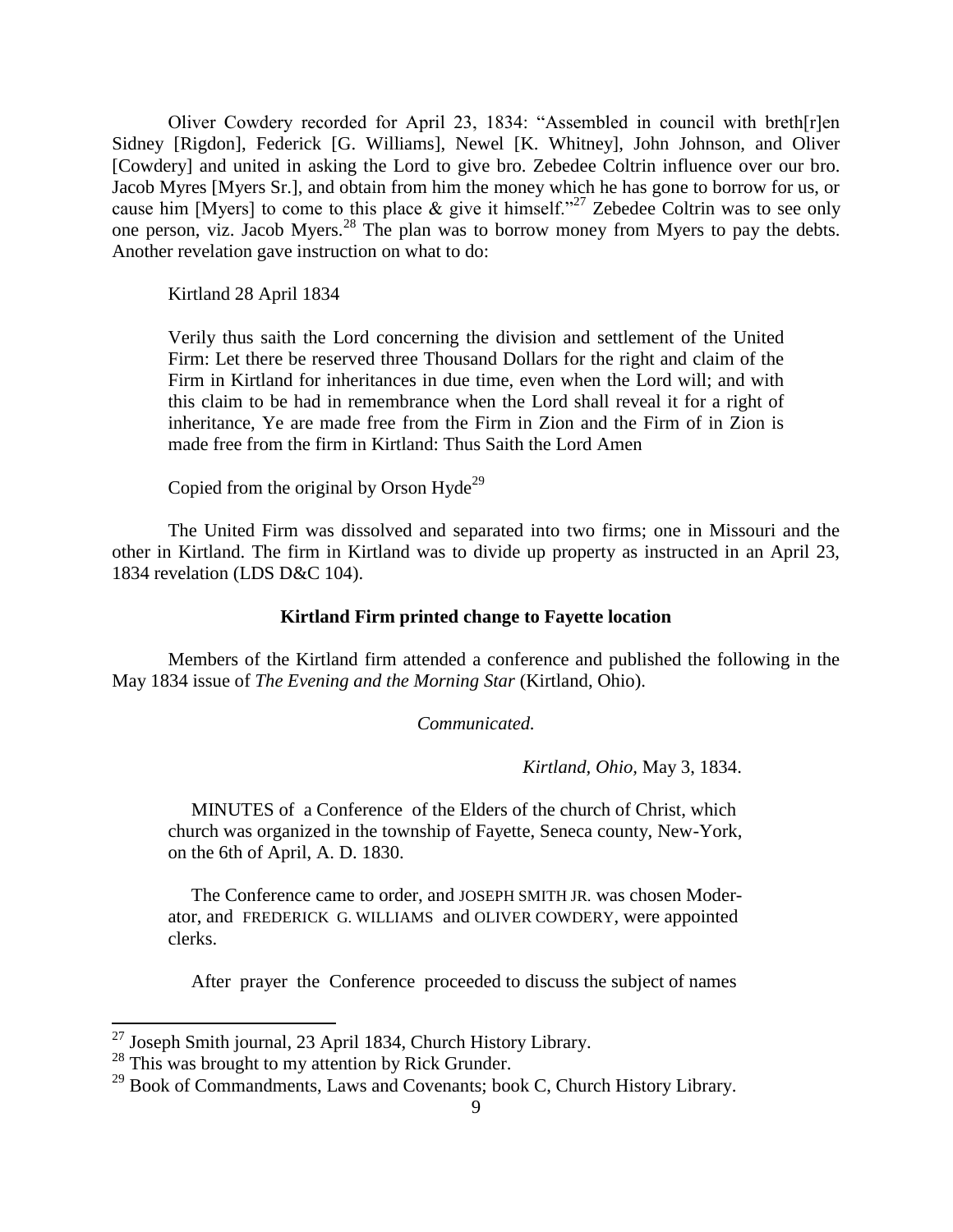Oliver Cowdery recorded for April 23, 1834: "Assembled in council with breth[r]en Sidney [Rigdon], Federick [G. Williams], Newel [K. Whitney], John Johnson, and Oliver [Cowdery] and united in asking the Lord to give bro. Zebedee Coltrin influence over our bro. Jacob Myres [Myers Sr.], and obtain from him the money which he has gone to borrow for us, or cause him [Myers] to come to this place & give it himself."[27] Zebedee Coltrin was to see only one person, viz. Jacob Myers.[28] The plan was to borrow money from Myers to pay the debts. Another revelation gave instruction on what to do:

> Kirtland 28 April 1834
>
> Verily thus saith the Lord concerning the division and settlement of the United Firm: Let there be reserved three Thousand Dollars for the right and claim of the Firm in Kirtland for inheritances in due time, even when the Lord will; and with this claim to be had in remembrance when the Lord shall reveal it for a right of inheritance, Ye are made free from the Firm in Zion and the Firm of in Zion is made free from the firm in Kirtland: Thus Saith the Lord Amen
>
> Copied from the original by Orson Hyde[29]

The United Firm was dissolved and separated into two firms; one in Missouri and the other in Kirtland. The firm in Kirtland was to divide up property as instructed in an April 23, 1834 revelation (LDS D&C 104).

### Kirtland Firm printed change to Fayette location

Members of the Kirtland firm attended a conference and published the following in the May 1834 issue of *The Evening and the Morning Star* (Kirtland, Ohio).

> *Communicated.*
>
> *Kirtland, Ohio,* May 3, 1834.
>
> MINUTES of a Conference of the Elders of the church of Christ, which church was organized in the township of Fayette, Seneca county, New-York, on the 6th of April, A. D. 1830.
>
> The Conference came to order, and JOSEPH SMITH JR. was chosen Moderator, and FREDERICK G. WILLIAMS and OLIVER COWDERY, were appointed clerks.
>
> After prayer the Conference proceeded to discuss the subject of names

---

[27] Joseph Smith journal, 23 April 1834, Church History Library.

[28] This was brought to my attention by Rick Grunder.

[29] Book of Commandments, Laws and Covenants; book C, Church History Library.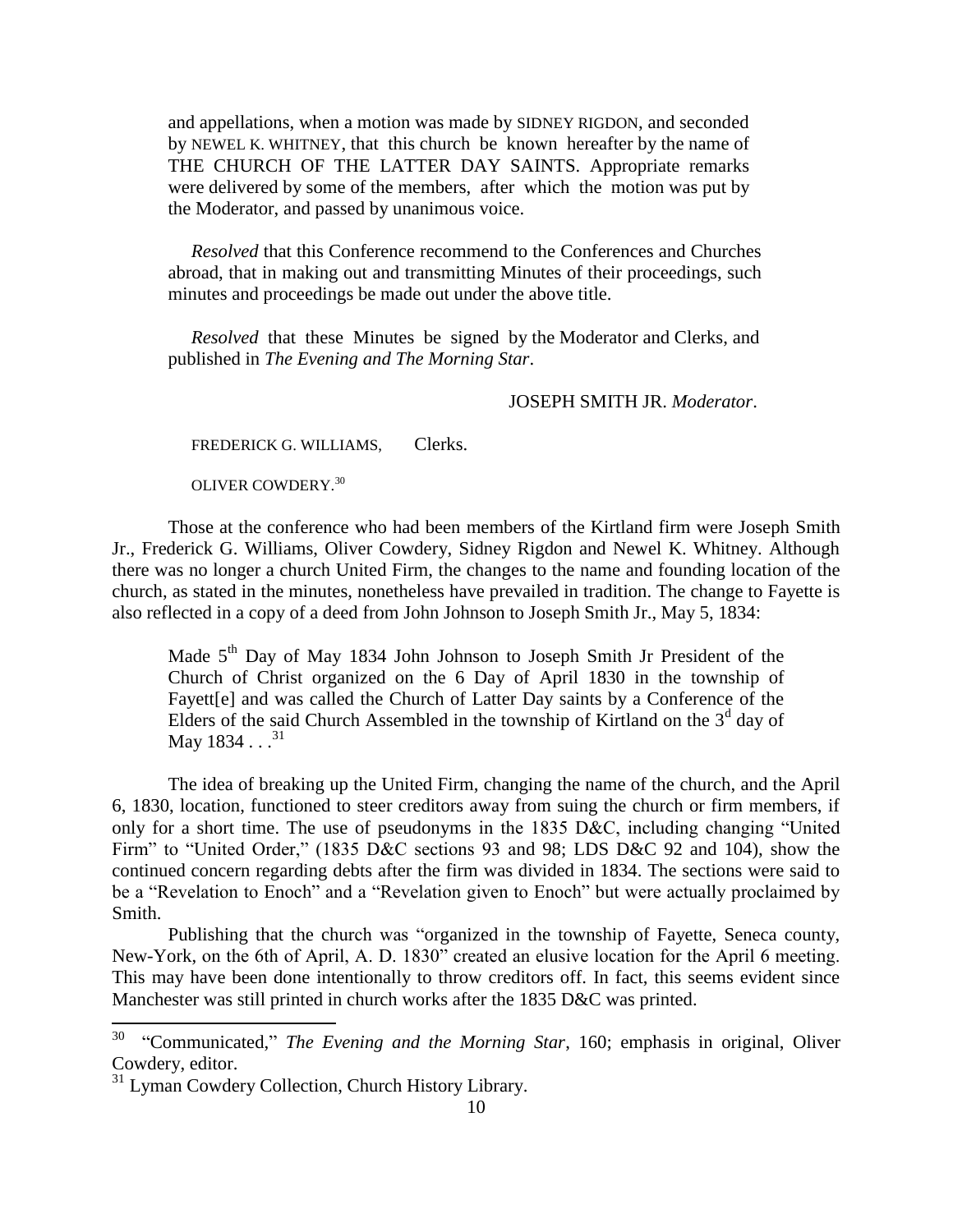and appellations, when a motion was made by SIDNEY RIGDON, and seconded by NEWEL K. WHITNEY, that this church be known hereafter by the name of THE CHURCH OF THE LATTER DAY SAINTS. Appropriate remarks were delivered by some of the members, after which the motion was put by the Moderator, and passed by unanimous voice.

*Resolved* that this Conference recommend to the Conferences and Churches abroad, that in making out and transmitting Minutes of their proceedings, such minutes and proceedings be made out under the above title.

*Resolved* that these Minutes be signed by the Moderator and Clerks, and published in *The Evening and The Morning Star*.

JOSEPH SMITH JR. *Moderator*.

FREDERICK G. WILLIAMS, Clerks.

OLIVER COWDERY.[30]

Those at the conference who had been members of the Kirtland firm were Joseph Smith Jr., Frederick G. Williams, Oliver Cowdery, Sidney Rigdon and Newel K. Whitney. Although there was no longer a church United Firm, the changes to the name and founding location of the church, as stated in the minutes, nonetheless have prevailed in tradition. The change to Fayette is also reflected in a copy of a deed from John Johnson to Joseph Smith Jr., May 5, 1834:

> Made 5th Day of May 1834 John Johnson to Joseph Smith Jr President of the Church of Christ organized on the 6 Day of April 1830 in the township of Fayett[e] and was called the Church of Latter Day saints by a Conference of the Elders of the said Church Assembled in the township of Kirtland on the 3d day of May 1834 . . .[31]

The idea of breaking up the United Firm, changing the name of the church, and the April 6, 1830, location, functioned to steer creditors away from suing the church or firm members, if only for a short time. The use of pseudonyms in the 1835 D&C, including changing "United Firm" to "United Order," (1835 D&C sections 93 and 98; LDS D&C 92 and 104), show the continued concern regarding debts after the firm was divided in 1834. The sections were said to be a "Revelation to Enoch" and a "Revelation given to Enoch" but were actually proclaimed by Smith.

Publishing that the church was "organized in the township of Fayette, Seneca county, New-York, on the 6th of April, A. D. 1830" created an elusive location for the April 6 meeting. This may have been done intentionally to throw creditors off. In fact, this seems evident since Manchester was still printed in church works after the 1835 D&C was printed.

---

[30] "Communicated," *The Evening and the Morning Star*, 160; emphasis in original, Oliver Cowdery, editor.

[31] Lyman Cowdery Collection, Church History Library.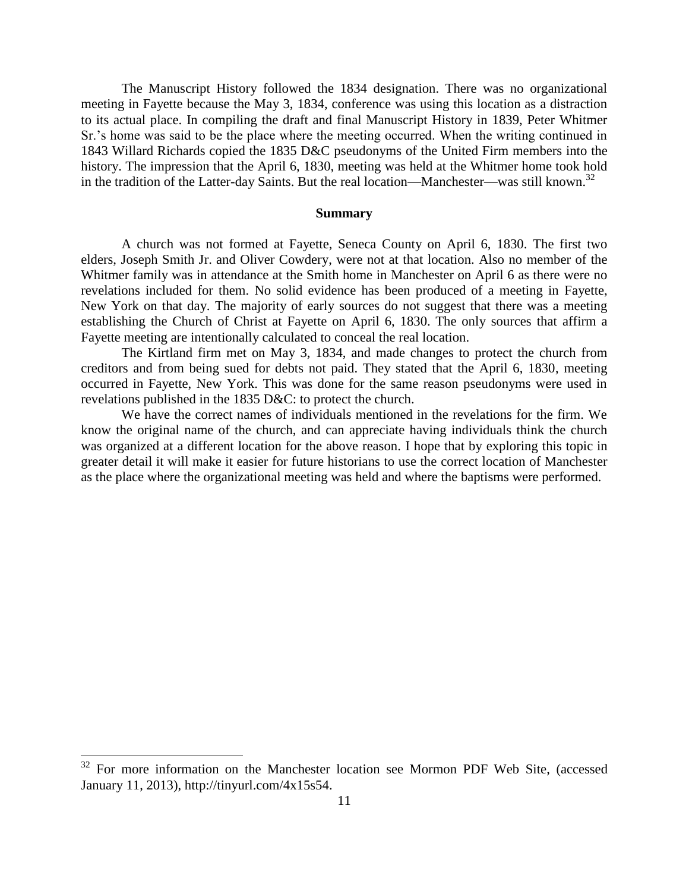The Manuscript History followed the 1834 designation. There was no organizational meeting in Fayette because the May 3, 1834, conference was using this location as a distraction to its actual place. In compiling the draft and final Manuscript History in 1839, Peter Whitmer Sr.'s home was said to be the place where the meeting occurred. When the writing continued in 1843 Willard Richards copied the 1835 D&C pseudonyms of the United Firm members into the history. The impression that the April 6, 1830, meeting was held at the Whitmer home took hold in the tradition of the Latter-day Saints. But the real location—Manchester—was still known.[32]

## Summary

A church was not formed at Fayette, Seneca County on April 6, 1830. The first two elders, Joseph Smith Jr. and Oliver Cowdery, were not at that location. Also no member of the Whitmer family was in attendance at the Smith home in Manchester on April 6 as there were no revelations included for them. No solid evidence has been produced of a meeting in Fayette, New York on that day. The majority of early sources do not suggest that there was a meeting establishing the Church of Christ at Fayette on April 6, 1830. The only sources that affirm a Fayette meeting are intentionally calculated to conceal the real location.

The Kirtland firm met on May 3, 1834, and made changes to protect the church from creditors and from being sued for debts not paid. They stated that the April 6, 1830, meeting occurred in Fayette, New York. This was done for the same reason pseudonyms were used in revelations published in the 1835 D&C: to protect the church.

We have the correct names of individuals mentioned in the revelations for the firm. We know the original name of the church, and can appreciate having individuals think the church was organized at a different location for the above reason. I hope that by exploring this topic in greater detail it will make it easier for future historians to use the correct location of Manchester as the place where the organizational meeting was held and where the baptisms were performed.

---

[32] For more information on the Manchester location see Mormon PDF Web Site, (accessed January 11, 2013), http://tinyurl.com/4x15s54.